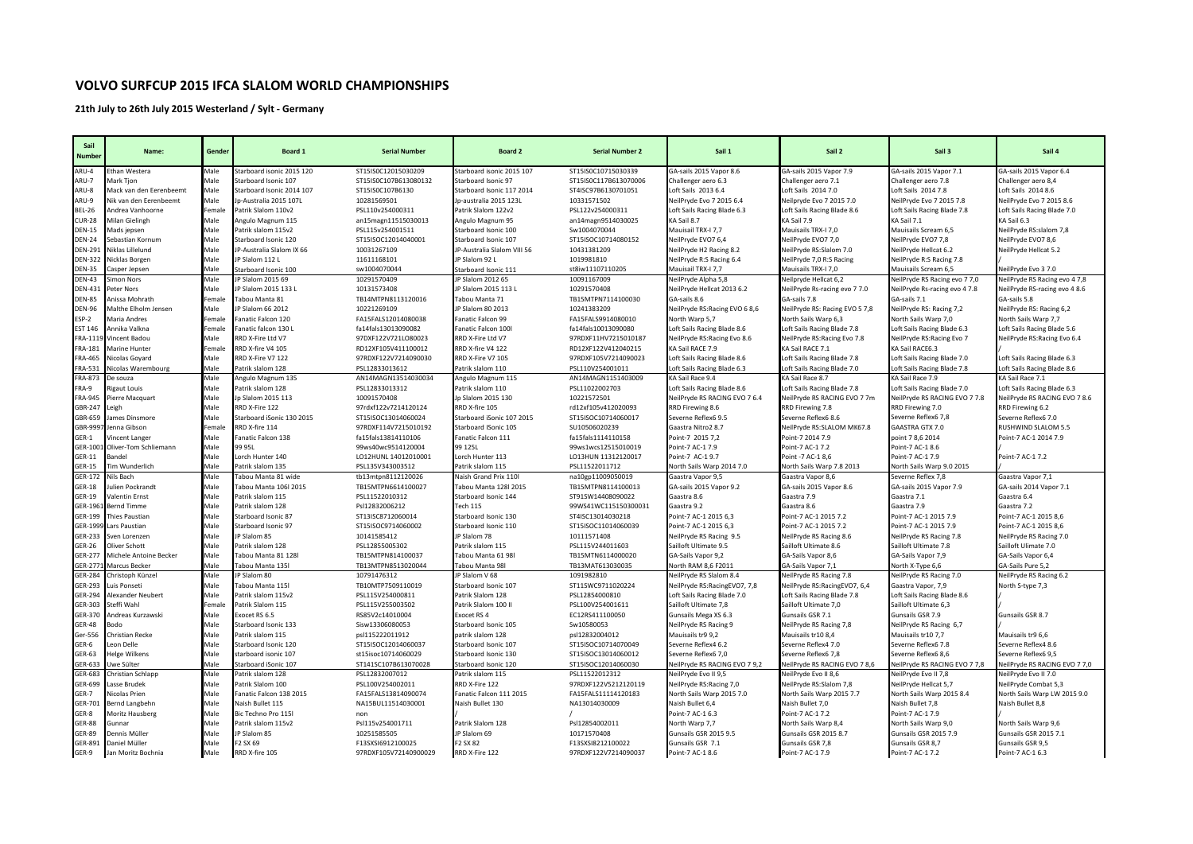# VOLVO SURFCUP 2015 IFCA SLALOM WORLD CHAMPIONSHIPS

## 21th July to 26th July 2015 Westerland / Sylt - Germany

| Sail Number | Name: | Gender | Board 1 | Serial Number | Board 2 | Serial Number 2 | Sail 1 | Sail 2 | Sail 3 | Sail 4 |
|---|---|---|---|---|---|---|---|---|---|---|
| ARU-4 | Ethan Westera | Male | Starboard isonic 2015 120 | ST15ISOC12015030209 | Starboard isonic 2015 107 | ST15ISOC10715030339 | GA-sails 2015 Vapor 8.6 | GA-sails 2015 Vapor 7.9 | GA-sails 2015 Vapor 7.1 | GA-sails 2015 Vapor 6.4 |
| ARU-7 | Mark Tjon | Male | Starboard Isonic 107 | ST15ISOC107B613080132 | Starboard Isonic 97 | ST15ISOC117B613070006 | Challenger aero 6.3 | Challenger aero 7.1 | Challenger aero 7.8 | Challenger aero 8,4 |
| ARU-8 | Mack van den Eerenbeemt | Male | Starboard Isonic 2014 107 | ST15ISOC107B6130 | Starboard Isonic 117 2014 | ST4ISC97B6130701051 | Loft Sails 2013 6.4 | Loft Sails 2014 7.0 | Loft Sails 2014 7.8 | Loft Sails 2014 8.6 |
| ARU-9 | Nik van den Eerenbeemt | Male | Jp-Australia 2015 107L | 10281569501 | Jp-australia 2015 123L | 10331571502 | NeilPryde Evo 7 2015 6.4 | Neilpryde Evo 7 2015 7.0 | NeilPryde Evo 7 2015 7.8 | NeilPryde Evo 7 2015 8.6 |
| BEL-26 | Andrea Vanhoorne | Female | Patrik Slalom 110v2 | PSL110v254000311 | Patrik Slalom 122v2 | PSL122v254000311 | Loft Sails Racing Blade 6.3 | Loft Sails Racing Blade 8.6 | Loft Sails Racing Blade 7.8 | Loft Sails Racing Blade 7.0 |
| CUR-28 | Milan Gielingh | Male | Angulo Magnum 115 | an15magn11515030013 | Angulo Magnum 95 | an14magn9514030025 | KA Sail 8.7 | KA Sail 7.9 | KA Sail 7.1 | KA Sail 6.3 |
| DEN-15 | Mads jepsen | Male | Patrik slalom 115v2 | PSL115v254001511 | Starboard Isonic 100 | Sw1004070044 | Mauisail TRX-I 7,7 | Mauisails TRX-I 7,0 | Mauisails Scream 6,5 | NeilPryde RS:slalom 7,8 |
| DEN-24 | Sebastian Kornum | Male | Starboard Isonic 120 | ST15ISOC12014040001 | Starboard Isonic 107 | ST15ISOC10714080152 | NeilPryde EVO7 6,4 | NeilPryde EVO7 7,0 | NeilPryde EVO7 7,8 | NeilPryde EVO7 8,6 |
| DEN-291 | Niklas Lillelund | Male | JP-Australia Slalom IX 66 | 10031267109 | JP-Australia Slalom VIII 56 | 10431381209 | NeilPryde H2 Racing 8.2 | NeilPryde RS:Slalom 7.0 | NeilPryde Hellcat 6.2 | NeilPryde Hellcat 5.2 |
| DEN-322 | Nicklas Borgen | Male | JP Slalom 112 L | 11611168101 | JP Slalom 92 L | 1019981810 | NeilPryde R:S Racing 6.4 | NeilPryde 7,0 R:S Racing | NeilPryde R:S Racing 7.8 | |
| DEN-35 | Casper Jepsen | Male | Starboard isonic 100 | sw1004070044 | Starboard Isonic 111 | st8iw11107110205 | Mauisail TRX-I 7,7 | Mauisails TRX-I 7,0 | Mauisails Scream 6,5 | NeilPryde Evo 3 7.0 |
| DEN-43 | Simon Nors | Male | JP Slalom 2015 69 | 10291570409 | JP Slalom 2012 65 | 10091167009 | NeilPryde Alpha 5,8 | Neilpryde Hellcat 6,2 | NeilPryde RS Racing evo 7 7,0 | NeilPryde RS Racing evo 4 7,8 |
| DEN-431 | Peter Nors | Male | JP Slalom 2015 133 L | 10131573408 | JP Slalom 2015 113 L | 10291570408 | NeilPryde Hellcat 2013 6.2 | NeilPryde Rs-racing evo 7 7.0 | NeilPryde Rs-racing evo 4 7.8 | NeilPryde RS-racing evo 4 8.6 |
| DEN-85 | Anissa Mohrath | Female | Tabou Manta 81 | TB14MTPN8113120016 | Tabou Manta 71 | TB15MTPN7114100030 | GA-sails 8.6 | GA-sails 7.8 | GA-sails 7.1 | GA-sails 5.8 |
| DEN-96 | Malthe Elholm Jensen | Male | JP Slalom 66 2012 | 10221269109 | JP Slalom 80 2013 | 10241383209 | NeilPryde RS:Racing EVO 6 8,6 | NeilPryde RS: Racing EVO 5 7,8 | NeilPryde RS: Racing 7,2 | NeilPryde RS: Racing 6,2 |
| ESP-2 | Maria Andres | Female | Fanatic Falcon 120 | FA15FALS12014080038 | Fanatic Falcon 99 | FA15FALS9914080010 | North Warp 5,7 | North Sails Warp 6,3 | North Sails Warp 7,0 | North Sails Warp 7,7 |
| EST 146 | Annika Valkna | Female | Fanatic falcon 130 L | fa14fals13013090082 | Fanatic Falcon 100l | fa14fals10013090080 | Loft Sails Racing Blade 8.6 | Loft Sails Racing Blade 7.8 | Loft Sails Racing Blade 6.3 | Loft Sails Racing Blade 5.6 |
| FRA-1119 | Vincent Badou | Male | RRD X-fire Ltd V7 | 97DXF122V721LO80023 | RRD X-fire Ltd V7 | 97RDXF11HV7215010187 | NeilPryde RS:Racing Evo 8.6 | NeilPryde RS:Racing Evo 7.8 | NeilPryde RS:Racing Evo 7 | NeilPryde RS:Racing Evo 6.4 |
| FRA-181 | Marine Hunter | Female | RRD X-fire V4 105 | RD12XF105V411100012 | RRD X-fire V4 122 | RD12XF122V412040215 | KA Sail RACE 7.9 | KA Sail RACE 7.1 | KA Sail RACE6.3 | / |
| FRA-465 | Nicolas Goyard | Male | RRD X-fire V7 122 | 97RDXF122V7214090030 | RRD X-fire V7 105 | 97RDXF105V7214090023 | Loft Sails Racing Blade 8.6 | Loft Sails Racing Blade 7.8 | Loft Sails Racing Blade 7.0 | Loft Sails Racing Blade 6.3 |
| FRA-531 | Nicolas Warembourg | Male | Patrik slalom 128 | PSL12833013612 | Patrik slalom 110 | PSL110V254001011 | Loft Sails Racing Blade 6.3 | Loft Sails Racing Blade 7.0 | Loft Sails Racing Blade 7.8 | Loft Sails Racing Blade 8.6 |
| FRA-873 | De souza | Male | Angulo Magnum 135 | AN14MAGN13514030034 | Angulo Magnum 115 | AN14MAGN11514030009 | KA Sail Race 9.4 | KA Sail Race 8.7 | KA Sail Race 7.9 | KA Sail Race 7.1 |
| FRA-9 | Rigaut Louis | Male | Patrik slalom 128 | PSL12833013312 | Patrik slalom 110 | PSL11022002703 | Loft Sails Racing Blade 8.6 | Loft Sails Racing Blade 7.8 | Loft Sails Racing Blade 7.0 | Loft Sails Racing Blade 6.3 |
| FRA-945 | Pierre Macquart | Male | Jp Slalom 2015 113 | 10091570408 | Jp Slalom 2015 130 | 10221572501 | NeilPryde RS RACING EVO 7 6.4 | NeilPryde RS RACING EVO 7 7m | NeilPryde RS RACING EVO 7 7.8 | NeilPryde RS RACING EVO 7 8.6 |
| GBR-247 | Leigh | Male | RRD X-Fire 122 | 97rdxf122v7214120124 | RRD X-fire 105 | rd12xf105v412020093 | RRD Firewing 8.6 | RRD Firewing 7.8 | RRD Firewing 7.0 | RRD Firewing 6.2 |
| GBR-659 | James Dinsmore | Male | Starboard iSonic 130 2015 | ST15ISOC13014060024 | Starboard iSonic 107 2015 | ST15ISOC10714060017 | Severne Reflex6 9.5 | Severne Reflex6 8.6 | Severne Reflex6 7,8 | Severne Reflex6 7.0 |
| GBR-9997 | Jenna Gibson | Female | RRD X-fire 114 | 97RDXF114V7215010192 | Starboard iSonic 105 | SU10506020239 | Gaastra Nitro2 8.7 | NeilPryde RS:SLALOM MK67.8 | GAASTRA GTX 7.0 | RUSHWIND SLALOM 5.5 |
| GER-1 | Vincent Langer | Male | Fanatic Falcon 138 | fa15fals13814110106 | Fanatic Falcon 111 | fa15fals1114110158 | Point-7 2015 7,2 | Point-7 2014 7.9 | point 7 8,6 2014 | Point-7 AC-1 2014 7.9 |
| GER-1001 | Oliver-Tom Schliemann | Male | 99 95L | 99ws40wc9514120004 | 99 125L | 99ws1wcs12515010019 | Point-7 AC-1 7.9 | Point-7 AC-1 7.2 | Point-7 AC-1 8.6 | / |
| GER-11 | Bandel | Male | Lorch Hunter 140 | LO12HUNL 14012010001 | Lorch Hunter 113 | LO13HUN 11312120017 | Point-7 AC-1 9.7 | Point -7 AC-1 8,6 | Point-7 AC-1 7.9 | Point-7 AC-1 7.2 |
| GER-15 | Tim Wunderlich | Male | Patrik slalom 135 | PSL135V343003512 | Patrik slalom 115 | PSL11522011712 | North Sails Warp 2014 7.0 | North Sails Warp 7.8 2013 | North Sails Warp 9.0 2015 | |
| GER-172 | Nils Bach | Male | Tabou Manta 81 wide | tb13mtpn8112120026 | Naish Grand Prix 110l | na10gp11009050019 | Gaastra Vapor 9,5 | Gaastra Vapor 8,6 | Severne Reflex 7,8 | Gaastra Vapor 7,1 |
| GER-18 | Julien Pockrandt | Male | Tabou Manta 106l 2015 | TB15MTPN6614100027 | Tabou Manta 128l 2015 | TB15MTPN8114100013 | GA-sails 2015 Vapor 9.2 | GA-sails 2015 Vapor 8.6 | GA-sails 2015 Vapor 7.9 | GA-sails 2014 Vapor 7.1 |
| GER-19 | Valentin Ernst | Male | Patrik slalom 115 | PSL11522010312 | Starboard Isonic 144 | ST91SW14408090022 | Gaastra 8.6 | Gaastra 7.9 | Gaastra 7.1 | Gaastra 6.4 |
| GER-1961 | Bernd Timme | Male | Patrik slalom 128 | Psl12832006212 | Tech 115 | 99WS41WC115150300031 | Gaastra 9.2 | Gaastra 8.6 | Gaastra 7.9 | Gaastra 7.2 |
| GER-199 | Thies Paustian | Male | Starboard Isonic 87 | ST13ISC8712060014 | Starboard Isonic 130 | ST4ISC13014030218 | Point-7 AC-1 2015 6,3 | Point-7 AC-1 2015 7.2 | Point-7 AC-1 2015 7.9 | Point-7 AC-1 2015 8,6 |
| GER-1999 | Lars Paustian | Male | Starboard Isonic 97 | ST15ISOC9714060002 | Starboard Isonic 110 | ST15ISOC11014060039 | Point-7 AC-1 2015 6,3 | Point-7 AC-1 2015 7.2 | Point-7 AC-1 2015 7.9 | Point-7 AC-1 2015 8,6 |
| GER-233 | Sven Lorenzen | Male | JP Slalom 85 | 10141585412 | JP Slalom 78 | 10111571408 | NeilPryde RS Racing 9.5 | NeilPryde RS Racing 8.6 | NeilPryde RS Racing 7.8 | NeilPryde RS Racing 7.0 |
| GER-26 | Oliver Schott | Male | Patrik slalom 128 | PSL12855005302 | Patrik slalom 115 | PSL115V244011603 | Sailloft Ultimate 9.5 | Sailloft Ultimate 8.6 | Sailloft Ultimate 7.8 | Sailloft Ultimate 7.0 |
| GER-277 | Michele Antoine Becker | Male | Tabou Manta 81 128l | TB15MTPN814100037 | Tabou Manta 61 98l | TB15MTPN6114000020 | GA-Sails Vapor 9,2 | GA-Sails Vapor 8,6 | GA-Sails Vapor 7,9 | GA-Sails Vapor 6,4 |
| GER-2771 | Marcus Becker | Male | Tabou Manta 135l | TB13MTPN8513020044 | Tabou Manta 98l | TB13MAT613030035 | North RAM 8,6 F2011 | GA-Sails Vapor 7,1 | North X-Type 6,6 | GA-Sails Pure 5,2 |
| GER-284 | Christoph Künzel | Male | JP Slalom 80 | 10791476312 | JP Slalom V 68 | 1091982810 | NeilPryde RS Slalom 8.4 | NeilPryde RS Racing 7.8 | NeilPryde RS Racing 7.0 | NeilPryde RS Racing 6.2 |
| GER-293 | Luis Ponseti | Male | Tabou Manta 115l | TB10MTP7509110019 | Starboard Isonic 107 | ST11SWC9711020224 | NeilPryde RS:RacingEVO7, 7,8 | NeilPryde RS:RacingEVO7, 6,4 | Gaastra Vapor, 7,9 | North S-type 7,3 |
| GER-294 | Alexander Neubert | Male | Patrik slalom 115v2 | PSL115V254000811 | Patrik Slalom 128 | PSL12854000810 | Loft Sails Racing Blade 7.0 | Loft Sails Racing Blade 7.8 | Loft Sails Racing Blade 8.6 | |
| GER-303 | Steffi Wahl | Female | Patrik Slalom 115 | PSL115V255003502 | Patrik Slalom 100 II | PSL100V254001611 | Sailloft Ultimate 7,8 | Sailloft Ultimate 7,0 | Sailloft Ultimate 6,3 | / |
| GER-370 | Andreas Kurzawski | Male | Exocet RS 6.5 | RS85V2c14010004 | Exocet RS 4 | EC12RS411100050 | Gunsails Mega XS 6.3 | Gunsails GSR 7.1 | Gunsails GSR 7.9 | Gunsails GSR 8.7 |
| GER-48 | Bodo | Male | Starboard Isonic 133 | Sisw13306080053 | Starboard Isonic 105 | Sw10580053 | NeilPryde RS Racing 9 | NeilPryde RS Racing 7,8 | NeilPryde RS Racing 6,7 | / |
| Ger-556 | Christian Recke | Male | Patrik slalom 115 | psl115222011912 | patrik slalom 128 | psl12832004012 | Mauisails tr9 9,2 | Mauisails tr10 8,4 | Mauisails tr10 7,7 | Mauisails tr9 6,6 |
| GER-6 | Leon Delle | Male | Starboard Isonic 120 | ST15ISOC12014060037 | Starboard Isonic 107 | ST15ISOC10714070049 | Severne Reflex4 6.2 | Severne Reflex4 7.0 | Severne Reflex6 7.8 | Severne Reflex4 8.6 |
| GER-63 | Helge Wilkens | Male | starboard isonic 107 | st15isoc10714060029 | Starboard Isonic 130 | ST15ISOC13014060012 | Severne Reflex6 7,0 | Severne Reflex6 7,8 | Severne Reflex6 8,6 | Severne Reflex6 9,5 |
| GER-633 | Uwe Sülter | Male | Starboard iSonic 107 | ST141SC107B613070028 | Starboard Isonic 120 | ST15ISOC12014060030 | NeilPryde RS RACING EVO 7 9,2 | NeilPryde RS RACING EVO 7 8,6 | NeilPryde RS RACING EVO 7 7,8 | NeilPryde RS RACING EVO 7 7,0 |
| GER-683 | Christian Schlapp | Male | Patrik slalom 128 | PSL12832007012 | Patrik slalom 115 | PSL11522012312 | NeilPryde Evo II 9,5 | NeilPryde Evo II 8,6 | NeilPryde Evo II 7,8 | NeilPryde Evo II 7.0 |
| GER-699 | Lasse Brudek | Male | Patrik Slalom 100 | PSL100V254002011 | RRD X-Fire 122 | 97RDXF122V5212120119 | NeilPryde RS:Racing 7,0 | NeilPryde RS:Slalom 7,8 | NeilPryde Hellcat 5,7 | NeilPryde Combat 5,3 |
| GER-7 | Nicolas Prien | Male | Fanatic Falcon 138 2015 | FA15FALS13814090074 | Fanatic Falcon 111 2015 | FA15FALS11114120183 | North Sails Warp 2015 7.0 | North Sails Warp 2015 7.7 | North Sails Warp 2015 8.4 | North Sails Warp LW 2015 9.0 |
| GER-701 | Bernd Langbehn | Male | Naish Bullet 115 | NA15BUL11514030001 | Naish Bullet 130 | NA13014030009 | Naish Bullet 6,4 | Naish Bullet 7,0 | Naish Bullet 7,8 | Naish Bullet 8,8 |
| GER-8 | Moritz Hausberg | Male | Bic Techno Pro 115l | non | / | / | Point-7 AC-1 6.3 | Point-7 AC-1 7.2 | Point-7 AC-1 7.9 | |
| GER-88 | Gunnar | Male | Patrik slalom 115v2 | Psl115v254001711 | Patrik Slalom 128 | Psl12854002011 | North Warp 7,7 | North Sails Warp 8,4 | North Sails Warp 9,0 | North Sails Warp 9,6 |
| GER-89 | Dennis Müller | Male | JP Slalom 85 | 10251585505 | JP Slalom 69 | 10171570408 | Gunsails GSR 2015 9.5 | Gunsails GSR 2015 8.7 | Gunsails GSR 2015 7.9 | Gunsails GSR 2015 7.1 |
| GER-891 | Daniel Müller | Male | F2 SX 69 | F13SXSI6912100025 | F2 SX 82 | F13SXSI8212100022 | Gunsails GSR 7.1 | Gunsails GSR 7,8 | Gunsails GSR 8,7 | Gunsails GSR 9,5 |
| GER-9 | Jan Moritz Bochnia | Male | RRD X-fire 105 | 97RDXF105V72140900029 | RRD X-Fire 122 | 97RDXF122V7214090037 | Point-7 AC-1 8.6 | Point-7 AC-1 7.9 | Point-7 AC-1 7.2 | Point-7 AC-1 6.3 |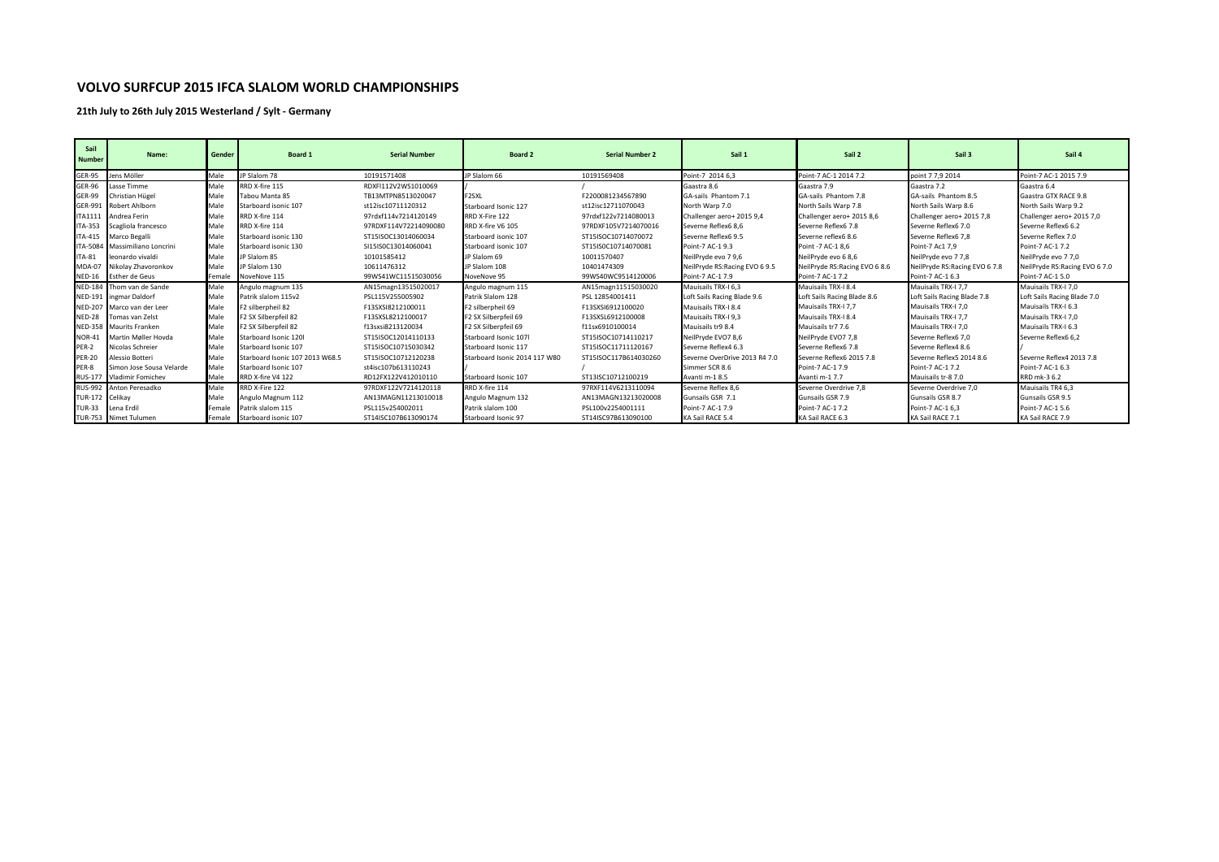## VOLVO SURFCUP 2015 IFCA SLALOM WORLD CHAMPIONSHIPS

**21th July to 26th July 2015 Westerland / Sylt - Germany**

| Sail Number | Name: | Gender | Board 1 | Serial Number | Board 2 | Serial Number 2 | Sail 1 | Sail 2 | Sail 3 | Sail 4 |
|---|---|---|---|---|---|---|---|---|---|---|
| GER-95 | Jens Möller | Male | JP Slalom 78 | 10191571408 | JP Slalom 66 | 10191569408 | Point-7 2014 6,3 | Point-7 AC-1 2014 7.2 | point 7 7,9 2014 | Point-7 AC-1 2015 7.9 |
| GER-96 | Lasse Timme | Male | RRD X-fire 115 | RDXFI112V2WS1010069 | / | / | Gaastra 8.6 | Gaastra 7.9 | Gaastra 7.2 | Gaastra 6.4 |
| GER-99 | Christian Hügel | Male | Tabou Manta 85 | TB13MTPN8513020047 | F2SXL | F2200081234567890 | GA-sails Phantom 7.1 | GA-sails Phantom 7.8 | GA-sails Phantom 8.5 | Gaastra GTX RACE 9.8 |
| GER-991 | Robert Ahlborn | Male | Starboard isonic 107 | st12isc10711120312 | Starboard Isonic 127 | st12isc11071070043 | North Warp 7.0 | North Sails Warp 7.8 | North Sails Warp 8.6 | North Sails Warp 9.2 |
| ITA1111 | Andrea Ferin | Male | RRD X-fire 114 | 97rdxf114v7214120149 | RRD X-Fire 122 | 97rdxf122v7214080013 | Challenger aero+ 2015 9,4 | Challenger aero+ 2015 8,6 | Challenger aero+ 2015 7,8 | Challenger aero+ 2015 7,0 |
| ITA-353 | Scagliola francesco | Male | RRD X-fire 114 | 97RDXF114V72214090080 | RRD X-fire V6 105 | 97RDXF105V72140700016 | Severne Reflex6 8,6 | Severne Reflex6 7.8 | Severne Reflex6 7.0 | Severne Reflex6 6.2 |
| ITA-415 | Marco Begalli | Male | Starboard isonic 130 | ST15ISOC13014060034 | Starboard isonic 107 | ST15ISOC10714070072 | Severne Reflex6 9.5 | Severne reflex6 8.6 | Severne Reflex6 7,8 | Severne Reflex 7.0 |
| ITA-5084 | Massimiliano Loncrini | Male | Starboard isonic 130 | SI15ISOC13014060041 | Starboard isonic 107 | ST15ISOC10714070081 | Point-7 AC-1 9.3 | Point -7 AC-1 8,6 | Point-7 Ac1 7,9 | Point-7 AC-1 7.2 |
| ITA-81 | leonardo vivaldi | Male | JP Slalom 85 | 10101585412 | JP Slalom 69 | 10011570407 | NeilPryde evo 7 9,6 | NeilPryde evo 6 8,6 | NeilPryde evo 7 7,8 | NeilPryde evo 7 7,0 |
| MDA-07 | Nikolay Zhavoronkov | Male | JP Slalom 130 | 10611476312 | JP Slalom 108 | 10401474309 | NeilPryde RS:Racing EVO 6 9.5 | NeilPryde RS:Racing EVO 6 8.6 | NeilPryde RS:Racing EVO 6 7.8 | NeilPryde RS:Racing EVO 6 7.0 |
| NED-16 | Esther de Geus | Female | NoveNove 115 | 99WS41WC11515030056 | NoveNove 95 | 99WS40WC9514120006 | Point-7 AC-1 7.9 | Point-7 AC-1 7.2 | Point-7 AC-1 6.3 | Point-7 AC-1 5.0 |
| NED-184 | Thom van de Sande | Male | Angulo magnum 135 | AN15magn13515020017 | Angulo magnum 115 | AN15magn11515030020 | Mauisails TRX-I 6,3 | Mauisails TRX-I 8.4 | Mauisails TRX-I 7,7 | Mauisails TRX-I 7,0 |
| NED-191 | ingmar Daldorf | Male | Patrik slalom 115v2 | PSL115V255005902 | Patrik Slalom 128 | PSL 12854001411 | Loft Sails Racing Blade 9.6 | Loft Sails Racing Blade 8.6 | Loft Sails Racing Blade 7.8 | Loft Sails Racing Blade 7.0 |
| NED-207 | Marco van der Leer | Male | F2 silberpheil 82 | F13SXSl8212100011 | F2 silberpheil 69 | F13SXSl6912100020 | Mauisails TRX-I 8.4 | Mauisails TRX-I 7,7 | Mauisails TRX-I 7,0 | Mauisails TRX-I 6.3 |
| NED-28 | Tomas van Zelst | Male | F2 SX Silberpfeil 82 | F13SXSL8212100017 | F2 SX Silberpfeil 69 | F13SXSL6912100008 | Mauisails TRX-I 9,3 | Mauisails TRX-I 8.4 | Mauisails TRX-I 7,7 | Mauisails TRX-I 7,0 |
| NED-358 | Maurits Franken | Male | F2 SX Silberpfeil 82 | f13sxsl8213120034 | F2 SX Silberpfeil 69 | f11sx6910100014 | Mauisails tr9 8.4 | Mauisails tr7 7.6 | Mauisails TRX-I 7,0 | Mauisails TRX-I 6.3 |
| NOR-41 | Martin Møller Hovda | Male | Starboard Isonic 120l | ST15ISOC12014110133 | Starboard Isonic 107l | ST15ISOC10714110217 | NeilPryde EVO7 8,6 | NeilPryde EVO7 7,8 | Severne Reflex6 7,0 | Severne Reflex6 6,2 |
| PER-2 | Nicolas Schreier | Male | Starboard Isonic 107 | ST15ISOC10715030342 | Starboard Isonic 117 | ST15ISOC11711120167 | Severne Reflex4 6.3 | Severne Reflex6 7.8 | Severne Reflex4 8.6 | / |
| PER-20 | Alessio Botteri | Male | Starboard Isonic 107 2013 W68.5 | ST15ISOC10712120238 | Starboard Isonic 2014 117 W80 | ST15ISOC117B614030260 | Severne OverDrive 2013 R4 7.0 | Severne Reflex6 2015 7.8 | Severne Reflex5 2014 8.6 | Severne Reflex4 2013 7.8 |
| PER-8 | Simon Jose Sousa Velarde | Male | Starboard Isonic 107 | st4isc107b613110243 | / | / | Simmer SCR 8.6 | Point-7 AC-1 7.9 | Point-7 AC-1 7.2 | Point-7 AC-1 6.3 |
| RUS-177 | Vladimir Fomichev | Male | RRD X-fire V4 122 | RD12FX122V412010110 | Starboard Isonic 107 | ST13ISC10712100219 | Avanti m-1 8.5 | Avanti m-1 7.7 | Mauisails tr-8 7.0 | RRD mk-3 6.2 |
| RUS-992 | Anton Peresadko | Male | RRD X-Fire 122 | 97RDXF122V7214120118 | RRD X-fire 114 | 97RXF114V6213110094 | Severne Reflex 8,6 | Severne Overdrive 7,8 | Severne Overdrive 7,0 | Mauisails TR4 6,3 |
| TUR-172 | Celikay | Male | Angulo Magnum 112 | AN13MAGN11213010018 | Angulo Magnum 132 | AN13MAGN13213020008 | Gunsails GSR 7.1 | Gunsails GSR 7.9 | Gunsails GSR 8.7 | Gunsails GSR 9.5 |
| TUR-33 | Lena Erdil | Female | Patrik slalom 115 | PSL115v254002011 | Patrik slalom 100 | PSL100v2254001111 | Point-7 AC-1 7.9 | Point-7 AC-1 7.2 | Point-7 AC-1 6,3 | Point-7 AC-1 5.6 |
| TUR-753 | Nimet Tulumen | Female | Starboard isonic 107 | ST14ISC107B613090174 | Starboard Isonic 97 | ST14ISC97B613090100 | KA Sail RACE 5.4 | KA Sail RACE 6.3 | KA Sail RACE 7.1 | KA Sail RACE 7.9 |